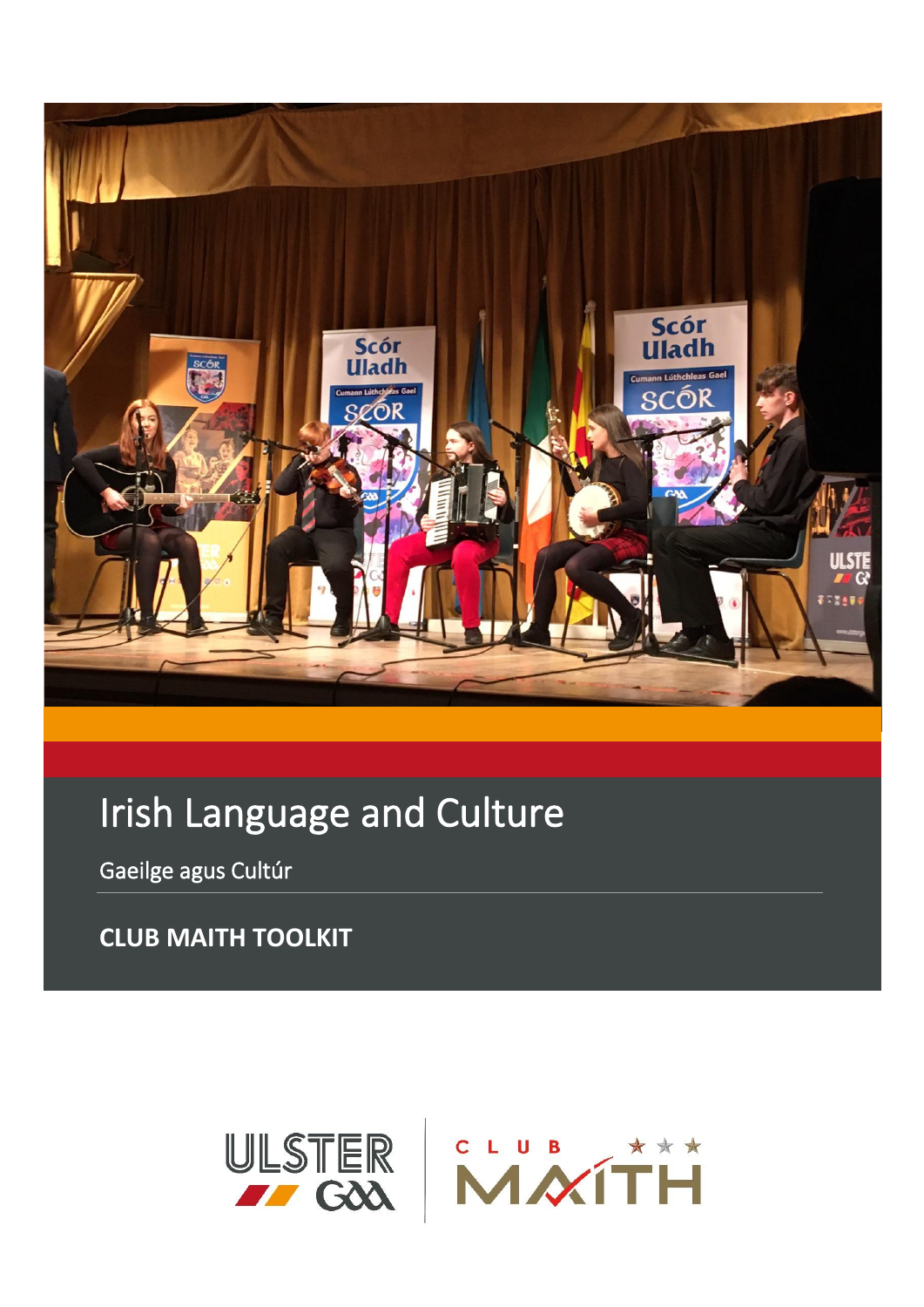# Irish Language and Culture

Gaeilge agus Cultúr

**CLUB MAITH TOOLKIT**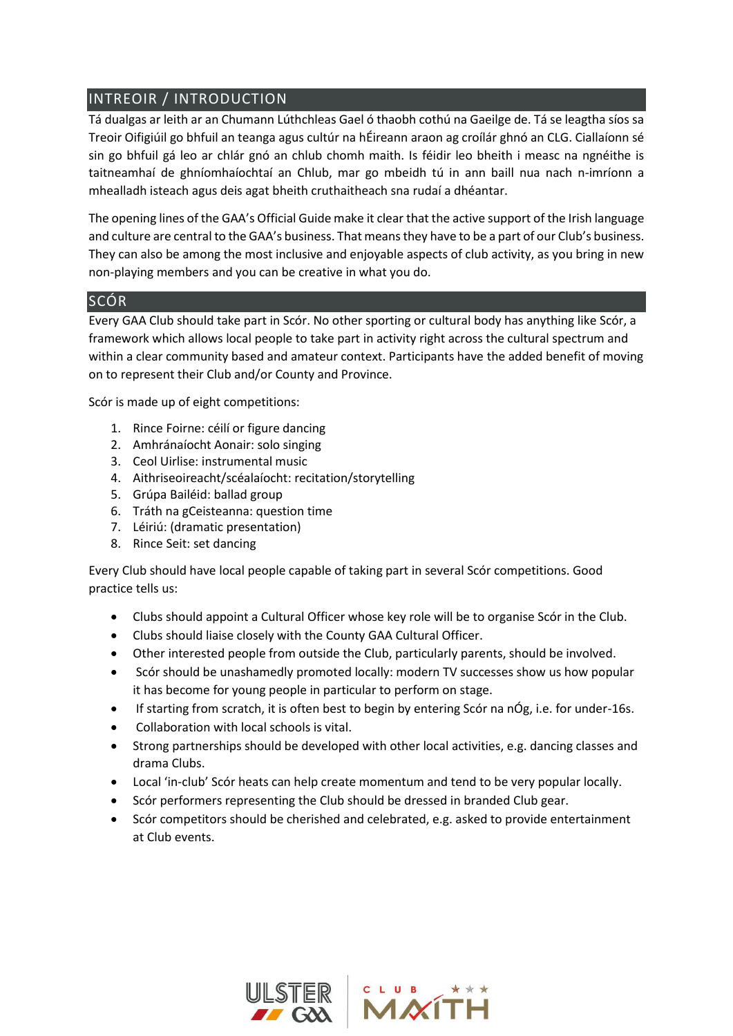## INTREOIR / INTRODUCTION

Tá dualgas ar leith ar an Chumann Lúthchleas Gael ó thaobh cothú na Gaeilge de. Tá se leagtha síos sa Treoir Oifigiúil go bhfuil an teanga agus cultúr na hÉireann araon ag croílár ghnó an CLG. Ciallaíonn sé sin go bhfuil gá leo ar chlár gnó an chlub chomh maith. Is féidir leo bheith i measc na ngnéithe is taitneamhaí de ghníomhaíochtaí an Chlub, mar go mbeidh tú in ann baill nua nach n-imríonn a mhealladh isteach agus deis agat bheith cruthaitheach sna rudaí a dhéantar.

The opening lines of the GAA's Official Guide make it clear that the active support of the Irish language and culture are central to the GAA's business. That means they have to be a part of our Club's business. They can also be among the most inclusive and enjoyable aspects of club activity, as you bring in new non-playing members and you can be creative in what you do.

## SCÓR

Every GAA Club should take part in Scór. No other sporting or cultural body has anything like Scór, a framework which allows local people to take part in activity right across the cultural spectrum and within a clear community based and amateur context. Participants have the added benefit of moving on to represent their Club and/or County and Province.

Scór is made up of eight competitions:

1. Rince Foirne: céilí or figure dancing
2. Amhránaíocht Aonair: solo singing
3. Ceol Uirlise: instrumental music
4. Aithriseoireacht/scéalaíocht: recitation/storytelling
5. Grúpa Bailéid: ballad group
6. Tráth na gCeisteanna: question time
7. Léiriú: (dramatic presentation)
8. Rince Seit: set dancing

Every Club should have local people capable of taking part in several Scór competitions. Good practice tells us:

- Clubs should appoint a Cultural Officer whose key role will be to organise Scór in the Club.
- Clubs should liaise closely with the County GAA Cultural Officer.
- Other interested people from outside the Club, particularly parents, should be involved.
- Scór should be unashamedly promoted locally: modern TV successes show us how popular it has become for young people in particular to perform on stage.
- If starting from scratch, it is often best to begin by entering Scór na nÓg, i.e. for under-16s.
- Collaboration with local schools is vital.
- Strong partnerships should be developed with other local activities, e.g. dancing classes and drama Clubs.
- Local 'in-club' Scór heats can help create momentum and tend to be very popular locally.
- Scór performers representing the Club should be dressed in branded Club gear.
- Scór competitors should be cherished and celebrated, e.g. asked to provide entertainment at Club events.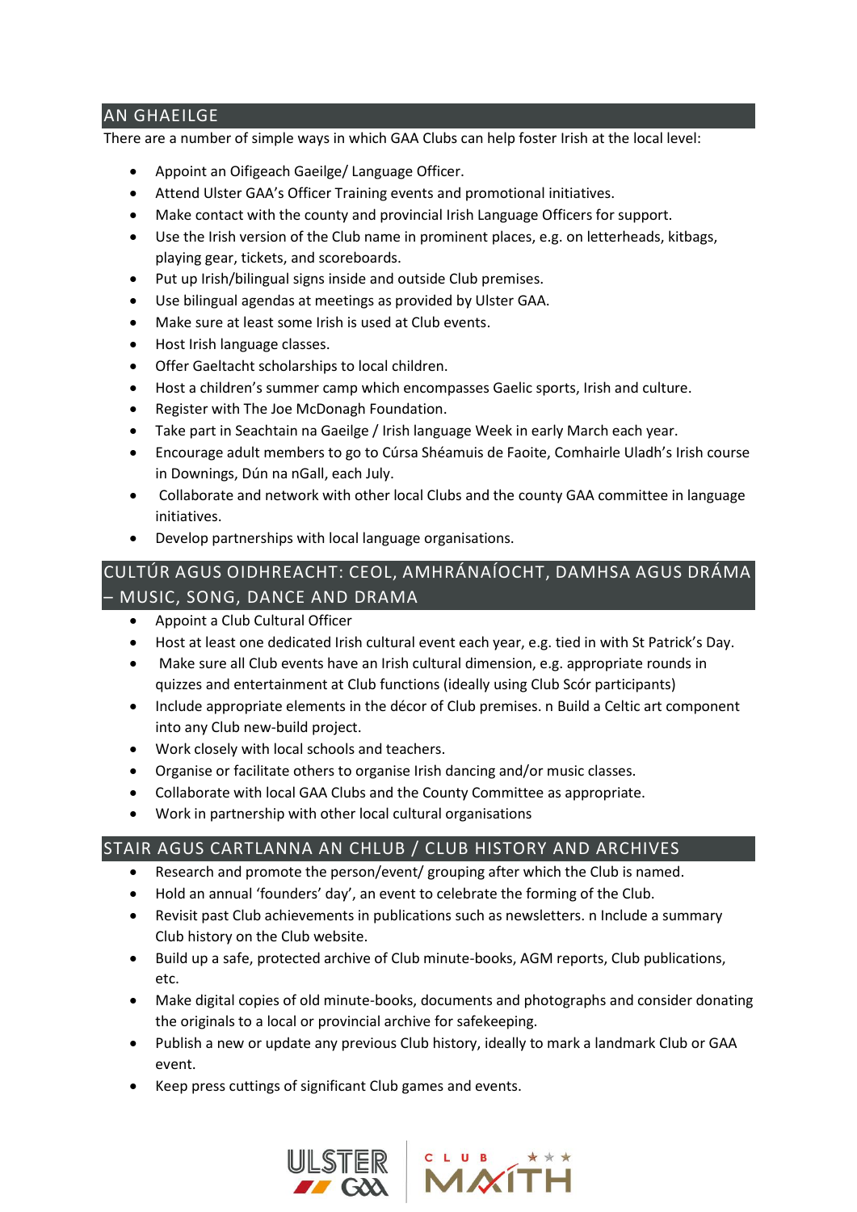## AN GHAEILGE

There are a number of simple ways in which GAA Clubs can help foster Irish at the local level:

- Appoint an Oifigeach Gaeilge/ Language Officer.
- Attend Ulster GAA's Officer Training events and promotional initiatives.
- Make contact with the county and provincial Irish Language Officers for support.
- Use the Irish version of the Club name in prominent places, e.g. on letterheads, kitbags, playing gear, tickets, and scoreboards.
- Put up Irish/bilingual signs inside and outside Club premises.
- Use bilingual agendas at meetings as provided by Ulster GAA.
- Make sure at least some Irish is used at Club events.
- Host Irish language classes.
- Offer Gaeltacht scholarships to local children.
- Host a children's summer camp which encompasses Gaelic sports, Irish and culture.
- Register with The Joe McDonagh Foundation.
- Take part in Seachtain na Gaeilge / Irish language Week in early March each year.
- Encourage adult members to go to Cúrsa Shéamuis de Faoite, Comhairle Uladh's Irish course in Downings, Dún na nGall, each July.
- Collaborate and network with other local Clubs and the county GAA committee in language initiatives.
- Develop partnerships with local language organisations.

## CULTÚR AGUS OIDHREACHT: CEOL, AMHRÁNAÍOCHT, DAMHSA AGUS DRÁMA – MUSIC, SONG, DANCE AND DRAMA

- Appoint a Club Cultural Officer
- Host at least one dedicated Irish cultural event each year, e.g. tied in with St Patrick's Day.
- Make sure all Club events have an Irish cultural dimension, e.g. appropriate rounds in quizzes and entertainment at Club functions (ideally using Club Scór participants)
- Include appropriate elements in the décor of Club premises. n Build a Celtic art component into any Club new-build project.
- Work closely with local schools and teachers.
- Organise or facilitate others to organise Irish dancing and/or music classes.
- Collaborate with local GAA Clubs and the County Committee as appropriate.
- Work in partnership with other local cultural organisations

## STAIR AGUS CARTLANNA AN CHLUB / CLUB HISTORY AND ARCHIVES

- Research and promote the person/event/ grouping after which the Club is named.
- Hold an annual 'founders' day', an event to celebrate the forming of the Club.
- Revisit past Club achievements in publications such as newsletters. n Include a summary Club history on the Club website.
- Build up a safe, protected archive of Club minute-books, AGM reports, Club publications, etc.
- Make digital copies of old minute-books, documents and photographs and consider donating the originals to a local or provincial archive for safekeeping.
- Publish a new or update any previous Club history, ideally to mark a landmark Club or GAA event.
- Keep press cuttings of significant Club games and events.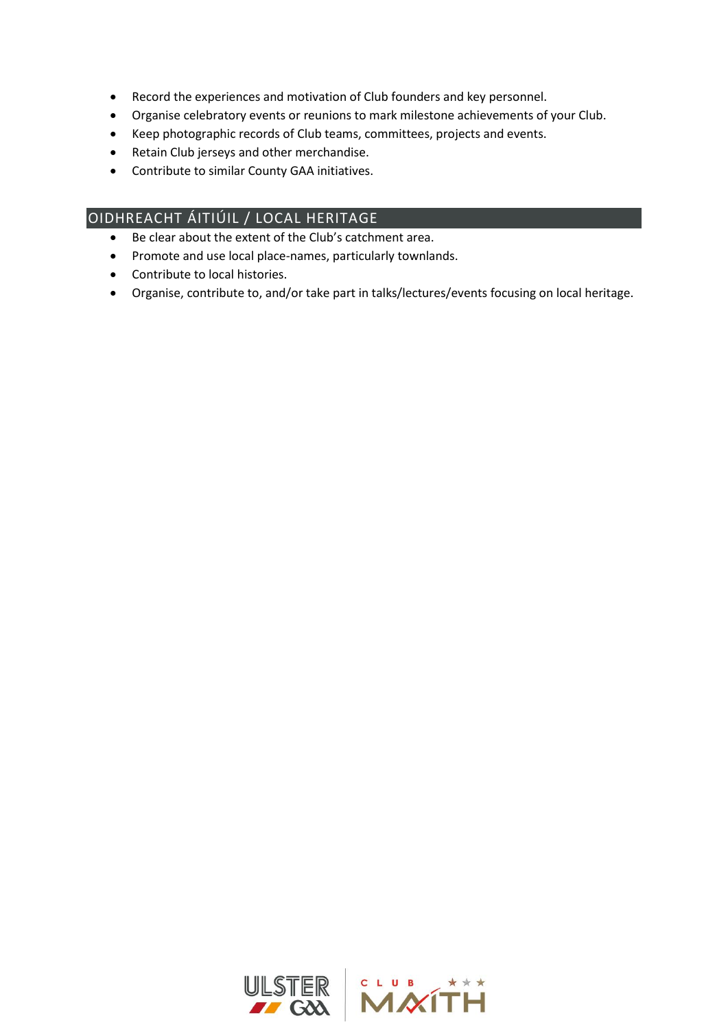- Record the experiences and motivation of Club founders and key personnel.
- Organise celebratory events or reunions to mark milestone achievements of your Club.
- Keep photographic records of Club teams, committees, projects and events.
- Retain Club jerseys and other merchandise.
- Contribute to similar County GAA initiatives.

## OIDHREACHT ÁITIÚIL / LOCAL HERITAGE

- Be clear about the extent of the Club's catchment area.
- Promote and use local place-names, particularly townlands.
- Contribute to local histories.
- Organise, contribute to, and/or take part in talks/lectures/events focusing on local heritage.